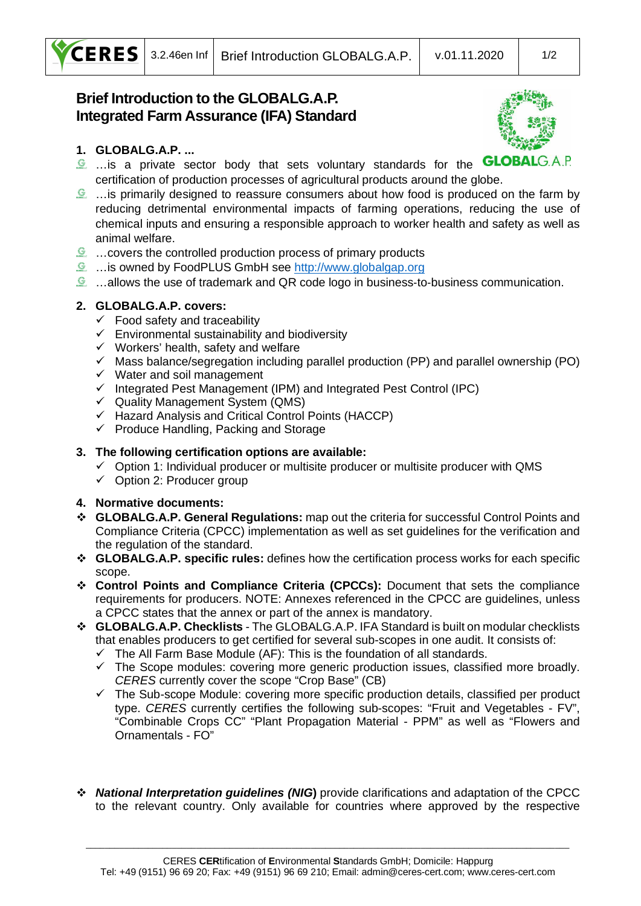# Brief Introduction to the GLOBALG.A.P. Integrated Farm Assurance (IFA) Standard

## 1. GLOBALG.A.P. ...

- …is a private sector body that sets voluntary standards for the certification of production processes of agricultural products around the globe.
- …is primarily designed to reassure consumers about how food is produced on the farm by reducing detrimental environmental impacts of farming operations, reducing the use of chemical inputs and ensuring a responsible approach to worker health and safety as well as animal welfare.
- …covers the controlled production process of primary products
- …is owned by FoodPLUS GmbH see http://www.globalgap.org
- …allows the use of trademark and QR code logo in business-to-business communication.

## 2. GLOBALG.A.P. covers:

- ✓ Food safety and traceability
- ✓ Environmental sustainability and biodiversity
- ✓ Workers' health, safety and welfare
- ✓ Mass balance/segregation including parallel production (PP) and parallel ownership (PO)
- ✓ Water and soil management
- ✓ Integrated Pest Management (IPM) and Integrated Pest Control (IPC)
- ✓ Quality Management System (QMS)
- ✓ Hazard Analysis and Critical Control Points (HACCP)
- ✓ Produce Handling, Packing and Storage

## 3. The following certification options are available:

- ✓ Option 1: Individual producer or multisite producer or multisite producer with QMS
- ✓ Option 2: Producer group

## 4. Normative documents:

- **GLOBALG.A.P. General Regulations:** map out the criteria for successful Control Points and Compliance Criteria (CPCC) implementation as well as set guidelines for the verification and the regulation of the standard.
- **GLOBALG.A.P. specific rules:** defines how the certification process works for each specific scope.
- **Control Points and Compliance Criteria (CPCCs):** Document that sets the compliance requirements for producers. NOTE: Annexes referenced in the CPCC are guidelines, unless a CPCC states that the annex or part of the annex is mandatory.
- **GLOBALG.A.P. Checklists** - The GLOBALG.A.P. IFA Standard is built on modular checklists that enables producers to get certified for several sub-scopes in one audit. It consists of:
  - ✓ The All Farm Base Module (AF): This is the foundation of all standards.
  - ✓ The Scope modules: covering more generic production issues, classified more broadly. *CERES* currently cover the scope "Crop Base" (CB)
  - ✓ The Sub-scope Module: covering more specific production details, classified per product type. *CERES* currently certifies the following sub-scopes: "Fruit and Vegetables - FV", "Combinable Crops CC" "Plant Propagation Material - PPM" as well as "Flowers and Ornamentals - FO"
- ***National Interpretation guidelines (NIG)*** provide clarifications and adaptation of the CPCC to the relevant country. Only available for countries where approved by the respective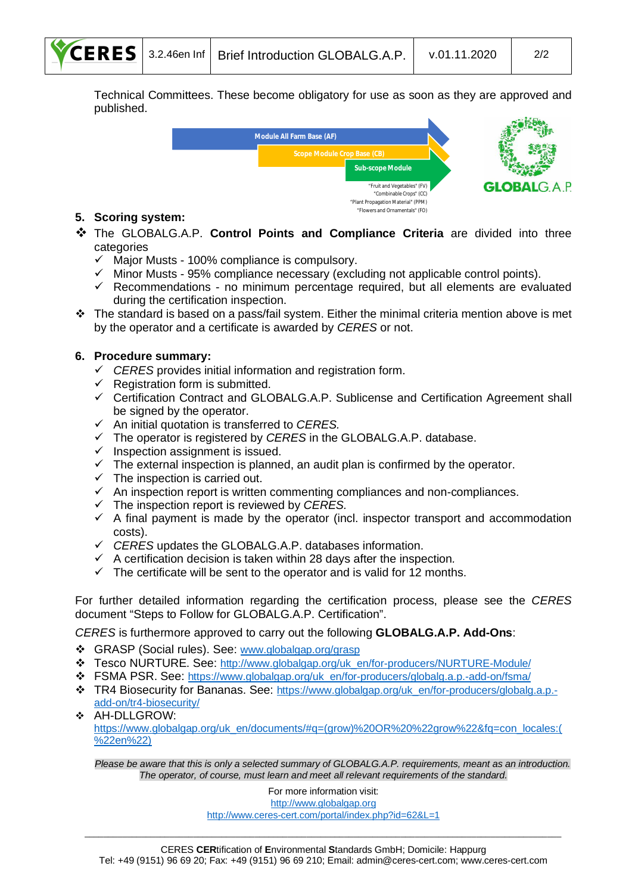Technical Committees. These become obligatory for use as soon as they are approved and published.

Module All Farm Base (AF)
Scope Module Crop Base (CB)
Sub-scope Module
"Fruit and Vegetables" (FV)
"Combinable Crops" (CC)
"Plant Propagation Material" (PPM)
"Flowers and Ornamentals" (FO)
GLOBALG.A.P.

**5. Scoring system:**

- The GLOBALG.A.P. **Control Points and Compliance Criteria** are divided into three categories
  - ✓ Major Musts - 100% compliance is compulsory.
  - ✓ Minor Musts - 95% compliance necessary (excluding not applicable control points).
  - ✓ Recommendations - no minimum percentage required, but all elements are evaluated during the certification inspection.
- The standard is based on a pass/fail system. Either the minimal criteria mention above is met by the operator and a certificate is awarded by *CERES* or not.

**6. Procedure summary:**

- ✓ *CERES* provides initial information and registration form.
- ✓ Registration form is submitted.
- ✓ Certification Contract and GLOBALG.A.P. Sublicense and Certification Agreement shall be signed by the operator.
- ✓ An initial quotation is transferred to *CERES.*
- ✓ The operator is registered by *CERES* in the GLOBALG.A.P. database.
- ✓ Inspection assignment is issued.
- ✓ The external inspection is planned, an audit plan is confirmed by the operator.
- ✓ The inspection is carried out.
- ✓ An inspection report is written commenting compliances and non-compliances.
- ✓ The inspection report is reviewed by *CERES.*
- ✓ A final payment is made by the operator (incl. inspector transport and accommodation costs).
- ✓ *CERES* updates the GLOBALG.A.P. databases information.
- ✓ A certification decision is taken within 28 days after the inspection.
- ✓ The certificate will be sent to the operator and is valid for 12 months.

For further detailed information regarding the certification process, please see the *CERES* document "Steps to Follow for GLOBALG.A.P. Certification".

*CERES* is furthermore approved to carry out the following **GLOBALG.A.P. Add-Ons**:

- GRASP (Social rules). See: www.globalgap.org/grasp
- Tesco NURTURE. See: http://www.globalgap.org/uk_en/for-producers/NURTURE-Module/
- FSMA PSR. See: https://www.globalgap.org/uk_en/for-producers/globalg.a.p.-add-on/fsma/
- TR4 Biosecurity for Bananas. See: https://www.globalgap.org/uk_en/for-producers/globalg.a.p.-add-on/tr4-biosecurity/
- AH-DLLGROW: https://www.globalgap.org/uk_en/documents/#q=(grow)%20OR%20%22grow%22&fq=con_locales:(%22en%22)

*Please be aware that this is only a selected summary of GLOBALG.A.P. requirements, meant as an introduction. The operator, of course, must learn and meet all relevant requirements of the standard.*

For more information visit:
http://www.globalgap.org
http://www.ceres-cert.com/portal/index.php?id=62&L=1

CERES **CER**tification of **E**nvironmental **S**tandards GmbH; Domicile: Happurg
Tel: +49 (9151) 96 69 20; Fax: +49 (9151) 96 69 210; Email: admin@ceres-cert.com; www.ceres-cert.com